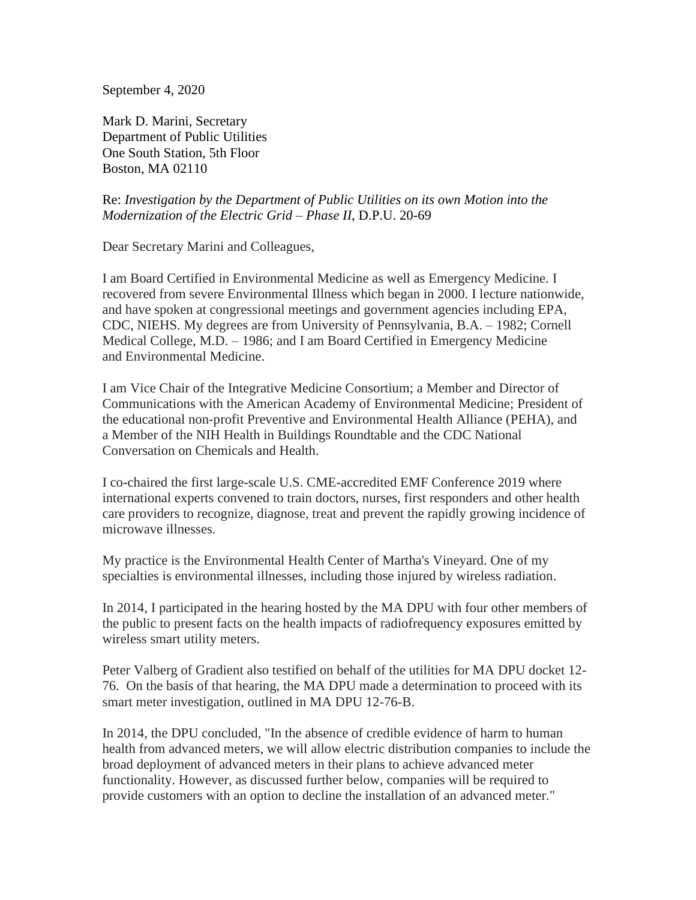September 4, 2020

Mark D. Marini, Secretary
Department of Public Utilities
One South Station, 5th Floor
Boston, MA 02110

Re: *Investigation by the Department of Public Utilities on its own Motion into the Modernization of the Electric Grid – Phase II*, D.P.U. 20-69

Dear Secretary Marini and Colleagues,

I am Board Certified in Environmental Medicine as well as Emergency Medicine. I recovered from severe Environmental Illness which began in 2000. I lecture nationwide, and have spoken at congressional meetings and government agencies including EPA, CDC, NIEHS. My degrees are from University of Pennsylvania, B.A. – 1982; Cornell Medical College, M.D. – 1986; and I am Board Certified in Emergency Medicine and Environmental Medicine.

I am Vice Chair of the Integrative Medicine Consortium; a Member and Director of Communications with the American Academy of Environmental Medicine; President of the educational non-profit Preventive and Environmental Health Alliance (PEHA), and a Member of the NIH Health in Buildings Roundtable and the CDC National Conversation on Chemicals and Health.

I co-chaired the first large-scale U.S. CME-accredited EMF Conference 2019 where international experts convened to train doctors, nurses, first responders and other health care providers to recognize, diagnose, treat and prevent the rapidly growing incidence of microwave illnesses.

My practice is the Environmental Health Center of Martha's Vineyard. One of my specialties is environmental illnesses, including those injured by wireless radiation.

In 2014, I participated in the hearing hosted by the MA DPU with four other members of the public to present facts on the health impacts of radiofrequency exposures emitted by wireless smart utility meters.

Peter Valberg of Gradient also testified on behalf of the utilities for MA DPU docket 12-76. On the basis of that hearing, the MA DPU made a determination to proceed with its smart meter investigation, outlined in MA DPU 12-76-B.

In 2014, the DPU concluded, "In the absence of credible evidence of harm to human health from advanced meters, we will allow electric distribution companies to include the broad deployment of advanced meters in their plans to achieve advanced meter functionality. However, as discussed further below, companies will be required to provide customers with an option to decline the installation of an advanced meter."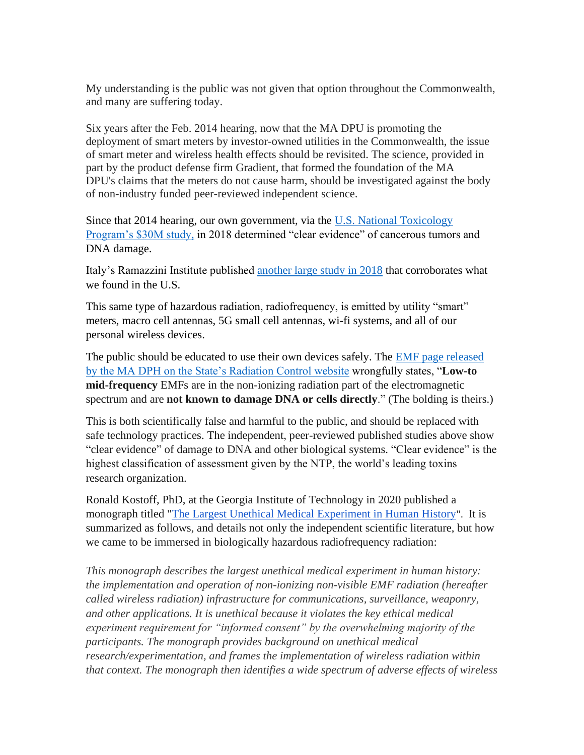My understanding is the public was not given that option throughout the Commonwealth, and many are suffering today.

Six years after the Feb. 2014 hearing, now that the MA DPU is promoting the deployment of smart meters by investor-owned utilities in the Commonwealth, the issue of smart meter and wireless health effects should be revisited. The science, provided in part by the product defense firm Gradient, that formed the foundation of the MA DPU's claims that the meters do not cause harm, should be investigated against the body of non-industry funded peer-reviewed independent science.

Since that 2014 hearing, our own government, via the [U.S. National Toxicology Program's $30M study,](#) in 2018 determined "clear evidence" of cancerous tumors and DNA damage.

Italy's Ramazzini Institute published [another large study in 2018](#) that corroborates what we found in the U.S.

This same type of hazardous radiation, radiofrequency, is emitted by utility "smart" meters, macro cell antennas, 5G small cell antennas, wi-fi systems, and all of our personal wireless devices.

The public should be educated to use their own devices safely. The [EMF page released by the MA DPH on the State's Radiation Control website](#) wrongfully states, "**Low-to mid-frequency** EMFs are in the non-ionizing radiation part of the electromagnetic spectrum and are **not known to damage DNA or cells directly**." (The bolding is theirs.)

This is both scientifically false and harmful to the public, and should be replaced with safe technology practices. The independent, peer-reviewed published studies above show "clear evidence" of damage to DNA and other biological systems. "Clear evidence" is the highest classification of assessment given by the NTP, the world's leading toxins research organization.

Ronald Kostoff, PhD, at the Georgia Institute of Technology in 2020 published a monograph titled "[The Largest Unethical Medical Experiment in Human History](#)". It is summarized as follows, and details not only the independent scientific literature, but how we came to be immersed in biologically hazardous radiofrequency radiation:

*This monograph describes the largest unethical medical experiment in human history: the implementation and operation of non-ionizing non-visible EMF radiation (hereafter called wireless radiation) infrastructure for communications, surveillance, weaponry, and other applications. It is unethical because it violates the key ethical medical experiment requirement for "informed consent" by the overwhelming majority of the participants. The monograph provides background on unethical medical research/experimentation, and frames the implementation of wireless radiation within that context. The monograph then identifies a wide spectrum of adverse effects of wireless*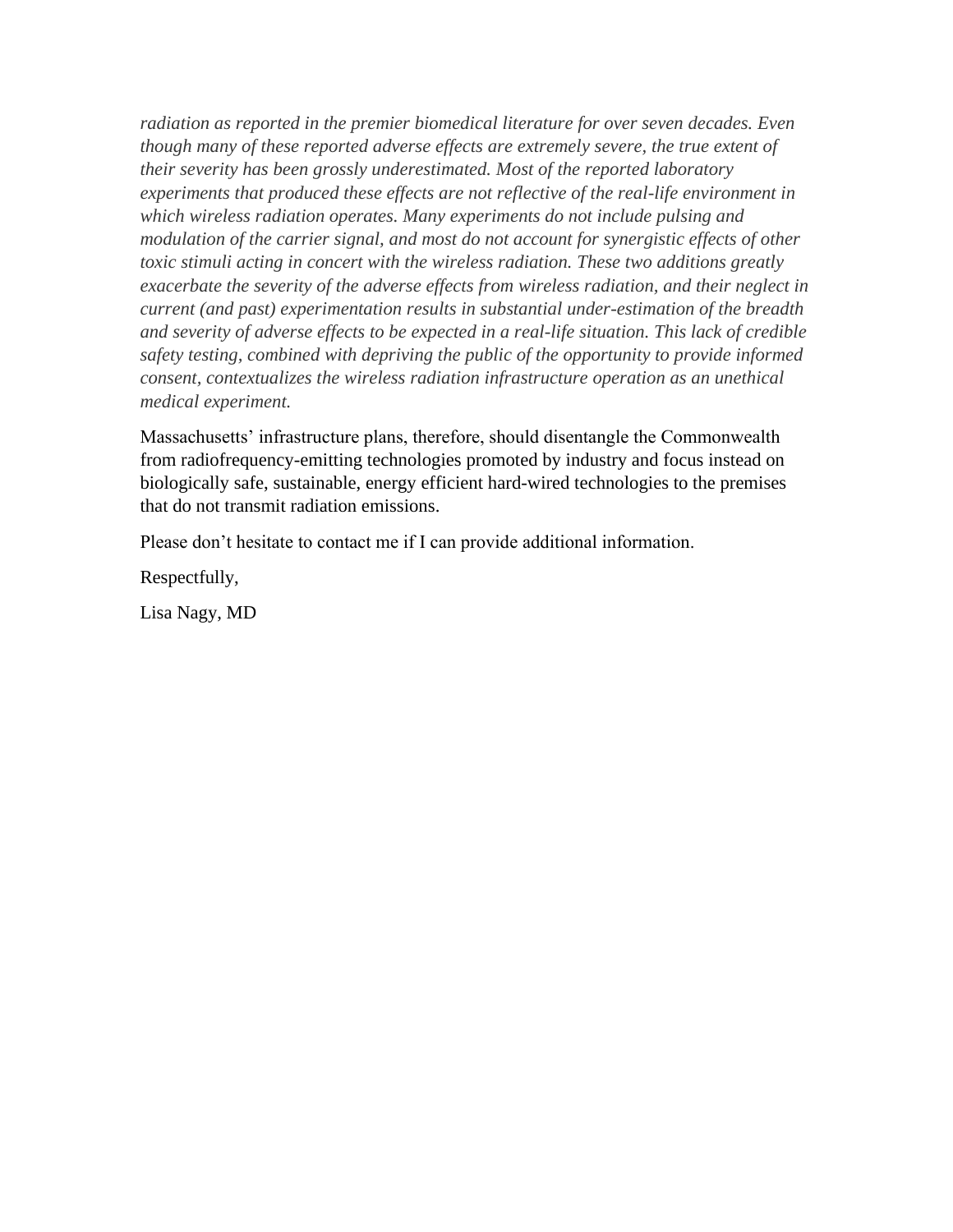*radiation as reported in the premier biomedical literature for over seven decades. Even though many of these reported adverse effects are extremely severe, the true extent of their severity has been grossly underestimated. Most of the reported laboratory experiments that produced these effects are not reflective of the real-life environment in which wireless radiation operates. Many experiments do not include pulsing and modulation of the carrier signal, and most do not account for synergistic effects of other toxic stimuli acting in concert with the wireless radiation. These two additions greatly exacerbate the severity of the adverse effects from wireless radiation, and their neglect in current (and past) experimentation results in substantial under-estimation of the breadth and severity of adverse effects to be expected in a real-life situation. This lack of credible safety testing, combined with depriving the public of the opportunity to provide informed consent, contextualizes the wireless radiation infrastructure operation as an unethical medical experiment.*

Massachusetts' infrastructure plans, therefore, should disentangle the Commonwealth from radiofrequency-emitting technologies promoted by industry and focus instead on biologically safe, sustainable, energy efficient hard-wired technologies to the premises that do not transmit radiation emissions.

Please don't hesitate to contact me if I can provide additional information.

Respectfully,

Lisa Nagy, MD